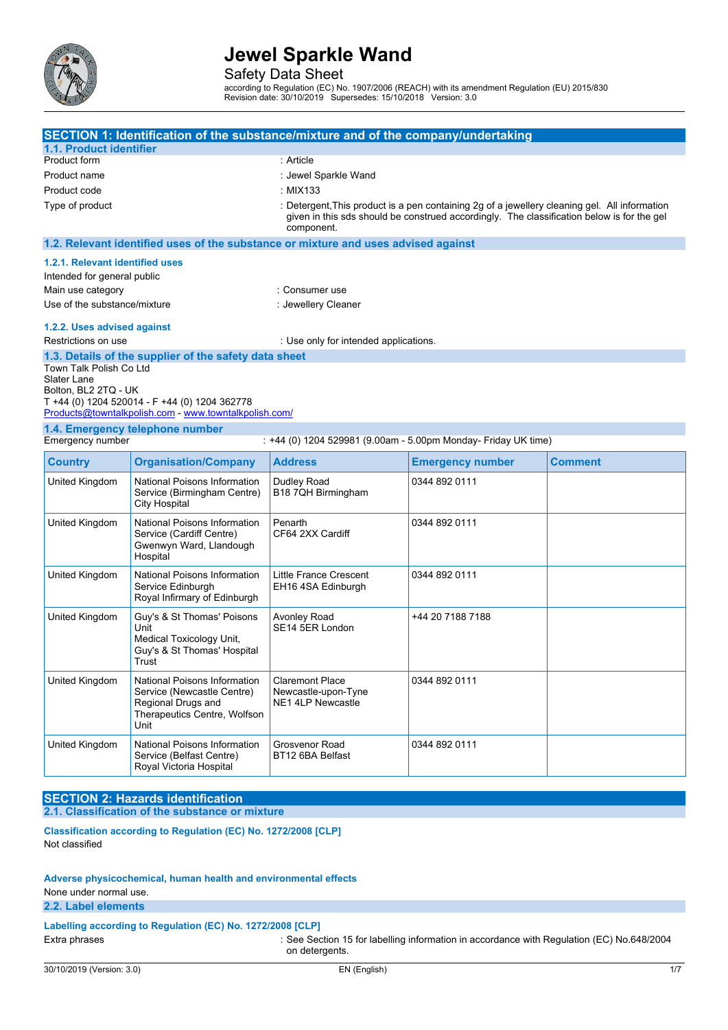# Jewel Sparkle Wand

Safety Data Sheet

according to Regulation (EC) No. 1907/2006 (REACH) with its amendment Regulation (EU) 2015/830
Revision date: 30/10/2019 Supersedes: 15/10/2018 Version: 3.0

## SECTION 1: Identification of the substance/mixture and of the company/undertaking

### 1.1. Product identifier

| | |
|---|---|
| Product form | : Article |
| Product name | : Jewel Sparkle Wand |
| Product code | : MIX133 |
| Type of product | : Detergent,This product is a pen containing 2g of a jewellery cleaning gel. All information given in this sds should be construed accordingly. The classification below is for the gel component. |

### 1.2. Relevant identified uses of the substance or mixture and uses advised against

#### 1.2.1. Relevant identified uses

Intended for general public

| | |
|---|---|
| Main use category | : Consumer use |
| Use of the substance/mixture | : Jewellery Cleaner |

#### 1.2.2. Uses advised against

| | |
|---|---|
| Restrictions on use | : Use only for intended applications. |

### 1.3. Details of the supplier of the safety data sheet

Town Talk Polish Co Ltd
Slater Lane
Bolton, BL2 2TQ - UK
T +44 (0) 1204 520014 - F +44 (0) 1204 362778
Products@towntalkpolish.com - www.towntalkpolish.com/

### 1.4. Emergency telephone number

Emergency number : +44 (0) 1204 529981 (9.00am - 5.00pm Monday- Friday UK time)

| Country | Organisation/Company | Address | Emergency number | Comment |
|---|---|---|---|---|
| United Kingdom | National Poisons Information Service (Birmingham Centre) City Hospital | Dudley Road B18 7QH Birmingham | 0344 892 0111 | |
| United Kingdom | National Poisons Information Service (Cardiff Centre) Gwenwyn Ward, Llandough Hospital | Penarth CF64 2XX Cardiff | 0344 892 0111 | |
| United Kingdom | National Poisons Information Service Edinburgh Royal Infirmary of Edinburgh | Little France Crescent EH16 4SA Edinburgh | 0344 892 0111 | |
| United Kingdom | Guy's & St Thomas' Poisons Unit Medical Toxicology Unit, Guy's & St Thomas' Hospital Trust | Avonley Road SE14 5ER London | +44 20 7188 7188 | |
| United Kingdom | National Poisons Information Service (Newcastle Centre) Regional Drugs and Therapeutics Centre, Wolfson Unit | Claremont Place Newcastle-upon-Tyne NE1 4LP Newcastle | 0344 892 0111 | |
| United Kingdom | National Poisons Information Service (Belfast Centre) Royal Victoria Hospital | Grosvenor Road BT12 6BA Belfast | 0344 892 0111 | |

## SECTION 2: Hazards identification

### 2.1. Classification of the substance or mixture

**Classification according to Regulation (EC) No. 1272/2008 [CLP]**

Not classified

**Adverse physicochemical, human health and environmental effects**

None under normal use.

### 2.2. Label elements

**Labelling according to Regulation (EC) No. 1272/2008 [CLP]**

| | |
|---|---|
| Extra phrases | : See Section 15 for labelling information in accordance with Regulation (EC) No.648/2004 on detergents. |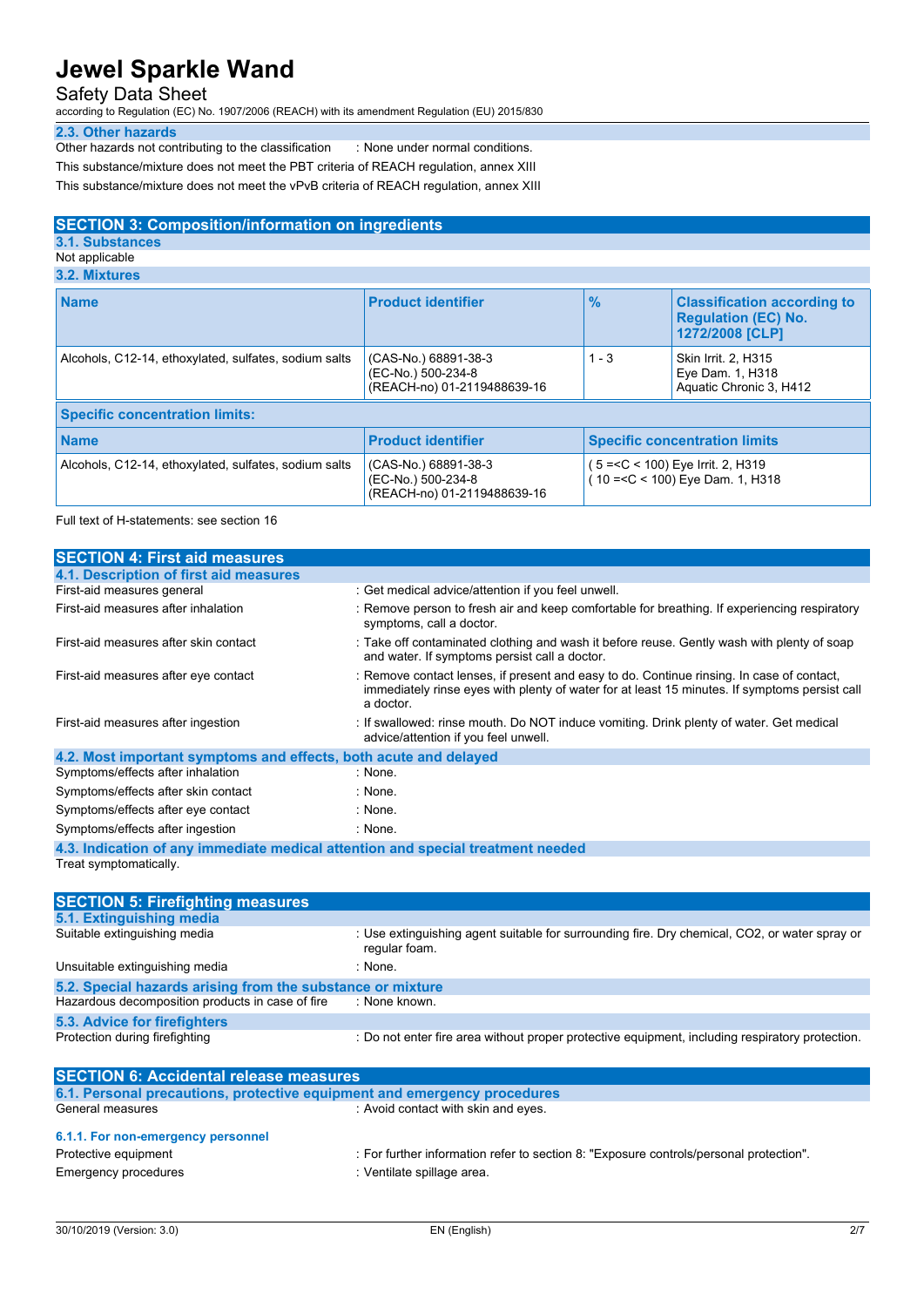#### 2.3. Other hazards

Other hazards not contributing to the classification : None under normal conditions.

This substance/mixture does not meet the PBT criteria of REACH regulation, annex XIII

This substance/mixture does not meet the vPvB criteria of REACH regulation, annex XIII

## SECTION 3: Composition/information on ingredients

### 3.1. Substances

Not applicable

### 3.2. Mixtures

| Name | Product identifier | % | Classification according to Regulation (EC) No. 1272/2008 [CLP] |
|---|---|---|---|
| Alcohols, C12-14, ethoxylated, sulfates, sodium salts | (CAS-No.) 68891-38-3<br>(EC-No.) 500-234-8<br>(REACH-no) 01-2119488639-16 | 1 - 3 | Skin Irrit. 2, H315<br>Eye Dam. 1, H318<br>Aquatic Chronic 3, H412 |

**Specific concentration limits:**

| Name | Product identifier | Specific concentration limits |
|---|---|---|
| Alcohols, C12-14, ethoxylated, sulfates, sodium salts | (CAS-No.) 68891-38-3<br>(EC-No.) 500-234-8<br>(REACH-no) 01-2119488639-16 | ( 5 =<C < 100) Eye Irrit. 2, H319<br>( 10 =<C < 100) Eye Dam. 1, H318 |

Full text of H-statements: see section 16

## SECTION 4: First aid measures

### 4.1. Description of first aid measures

First-aid measures general : Get medical advice/attention if you feel unwell.

First-aid measures after inhalation : Remove person to fresh air and keep comfortable for breathing. If experiencing respiratory symptoms, call a doctor.

First-aid measures after skin contact : Take off contaminated clothing and wash it before reuse. Gently wash with plenty of soap and water. If symptoms persist call a doctor.

First-aid measures after eye contact : Remove contact lenses, if present and easy to do. Continue rinsing. In case of contact, immediately rinse eyes with plenty of water for at least 15 minutes. If symptoms persist call a doctor.

First-aid measures after ingestion : If swallowed: rinse mouth. Do NOT induce vomiting. Drink plenty of water. Get medical advice/attention if you feel unwell.

### 4.2. Most important symptoms and effects, both acute and delayed

Symptoms/effects after inhalation : None.

Symptoms/effects after skin contact : None.

Symptoms/effects after eye contact : None.

Symptoms/effects after ingestion : None.

### 4.3. Indication of any immediate medical attention and special treatment needed

Treat symptomatically.

## SECTION 5: Firefighting measures

### 5.1. Extinguishing media

Suitable extinguishing media : Use extinguishing agent suitable for surrounding fire. Dry chemical, $CO_2$, or water spray or regular foam.

Unsuitable extinguishing media : None.

### 5.2. Special hazards arising from the substance or mixture

Hazardous decomposition products in case of fire : None known.

### 5.3. Advice for firefighters

Protection during firefighting : Do not enter fire area without proper protective equipment, including respiratory protection.

## SECTION 6: Accidental release measures

### 6.1. Personal precautions, protective equipment and emergency procedures

General measures : Avoid contact with skin and eyes.

#### 6.1.1. For non-emergency personnel

Protective equipment : For further information refer to section 8: "Exposure controls/personal protection".

Emergency procedures : Ventilate spillage area.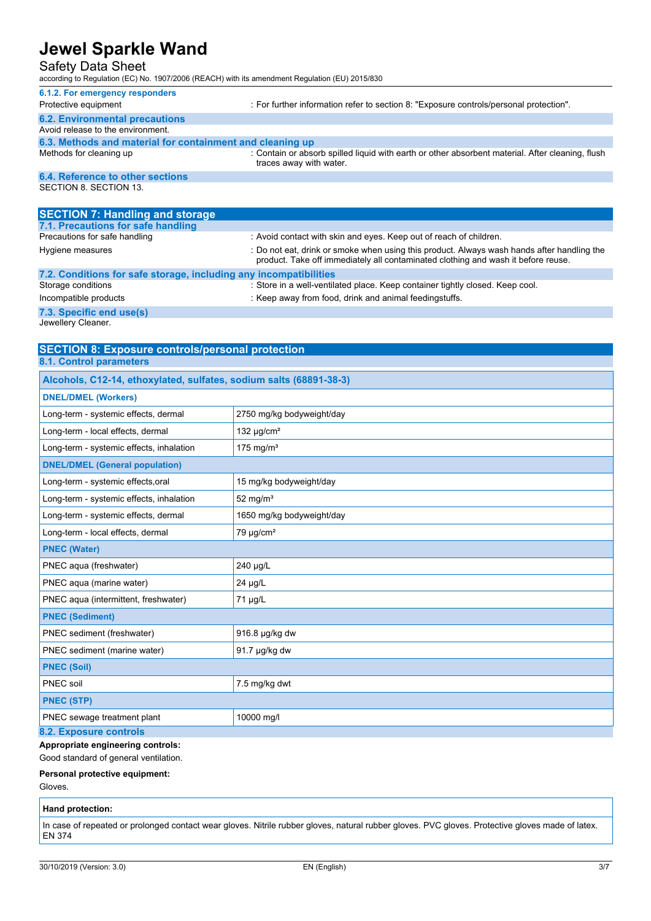#### 6.1.2. For emergency responders

Protective equipment : For further information refer to section 8: "Exposure controls/personal protection".

### 6.2. Environmental precautions

Avoid release to the environment.

### 6.3. Methods and material for containment and cleaning up

Methods for cleaning up : Contain or absorb spilled liquid with earth or other absorbent material. After cleaning, flush traces away with water.

### 6.4. Reference to other sections

SECTION 8. SECTION 13.

## SECTION 7: Handling and storage

### 7.1. Precautions for safe handling

Precautions for safe handling : Avoid contact with skin and eyes. Keep out of reach of children.

Hygiene measures : Do not eat, drink or smoke when using this product. Always wash hands after handling the product. Take off immediately all contaminated clothing and wash it before reuse.

### 7.2. Conditions for safe storage, including any incompatibilities

Storage conditions : Store in a well-ventilated place. Keep container tightly closed. Keep cool.

Incompatible products : Keep away from food, drink and animal feedingstuffs.

### 7.3. Specific end use(s)

Jewellery Cleaner.

## SECTION 8: Exposure controls/personal protection

### 8.1. Control parameters

| Alcohols, C12-14, ethoxylated, sulfates, sodium salts (68891-38-3) | |
|---|---|
| **DNEL/DMEL (Workers)** | |
| Long-term - systemic effects, dermal | 2750 mg/kg bodyweight/day |
| Long-term - local effects, dermal | 132 µg/cm² |
| Long-term - systemic effects, inhalation | 175 mg/m³ |
| **DNEL/DMEL (General population)** | |
| Long-term - systemic effects,oral | 15 mg/kg bodyweight/day |
| Long-term - systemic effects, inhalation | 52 mg/m³ |
| Long-term - systemic effects, dermal | 1650 mg/kg bodyweight/day |
| Long-term - local effects, dermal | 79 µg/cm² |
| **PNEC (Water)** | |
| PNEC aqua (freshwater) | 240 µg/L |
| PNEC aqua (marine water) | 24 µg/L |
| PNEC aqua (intermittent, freshwater) | 71 µg/L |
| **PNEC (Sediment)** | |
| PNEC sediment (freshwater) | 916.8 µg/kg dw |
| PNEC sediment (marine water) | 91.7 µg/kg dw |
| **PNEC (Soil)** | |
| PNEC soil | 7.5 mg/kg dwt |
| **PNEC (STP)** | |
| PNEC sewage treatment plant | 10000 mg/l |

### 8.2. Exposure controls

**Appropriate engineering controls:**

Good standard of general ventilation.

**Personal protective equipment:**

Gloves.

**Hand protection:**

In case of repeated or prolonged contact wear gloves. Nitrile rubber gloves, natural rubber gloves. PVC gloves. Protective gloves made of latex. EN 374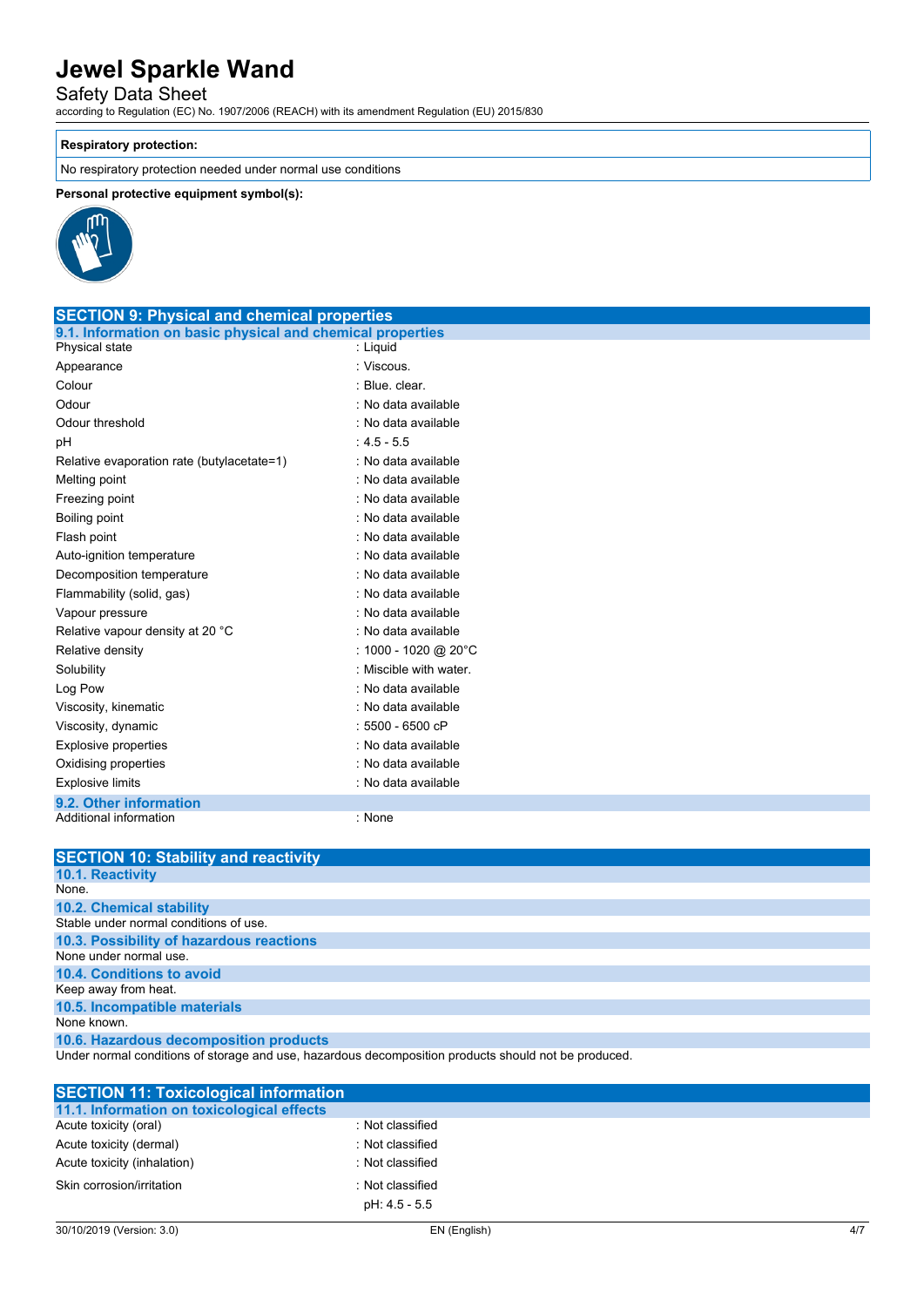| Respiratory protection: |
| --- |
| No respiratory protection needed under normal use conditions |

**Personal protective equipment symbol(s):**

## SECTION 9: Physical and chemical properties

### 9.1. Information on basic physical and chemical properties

| | |
| --- | --- |
| Physical state | : Liquid |
| Appearance | : Viscous. |
| Colour | : Blue. clear. |
| Odour | : No data available |
| Odour threshold | : No data available |
| pH | : 4.5 - 5.5 |
| Relative evaporation rate (butylacetate=1) | : No data available |
| Melting point | : No data available |
| Freezing point | : No data available |
| Boiling point | : No data available |
| Flash point | : No data available |
| Auto-ignition temperature | : No data available |
| Decomposition temperature | : No data available |
| Flammability (solid, gas) | : No data available |
| Vapour pressure | : No data available |
| Relative vapour density at 20 °C | : No data available |
| Relative density | : 1000 - 1020 @ 20°C |
| Solubility | : Miscible with water. |
| Log Pow | : No data available |
| Viscosity, kinematic | : No data available |
| Viscosity, dynamic | : 5500 - 6500 cP |
| Explosive properties | : No data available |
| Oxidising properties | : No data available |
| Explosive limits | : No data available |

### 9.2. Other information

| | |
| --- | --- |
| Additional information | : None |

## SECTION 10: Stability and reactivity

### 10.1. Reactivity

None.

### 10.2. Chemical stability

Stable under normal conditions of use.

### 10.3. Possibility of hazardous reactions

None under normal use.

### 10.4. Conditions to avoid

Keep away from heat.

### 10.5. Incompatible materials

None known.

### 10.6. Hazardous decomposition products

Under normal conditions of storage and use, hazardous decomposition products should not be produced.

## SECTION 11: Toxicological information

### 11.1. Information on toxicological effects

| | |
| --- | --- |
| Acute toxicity (oral) | : Not classified |
| Acute toxicity (dermal) | : Not classified |
| Acute toxicity (inhalation) | : Not classified |
| Skin corrosion/irritation | : Not classified<br>pH: 4.5 - 5.5 |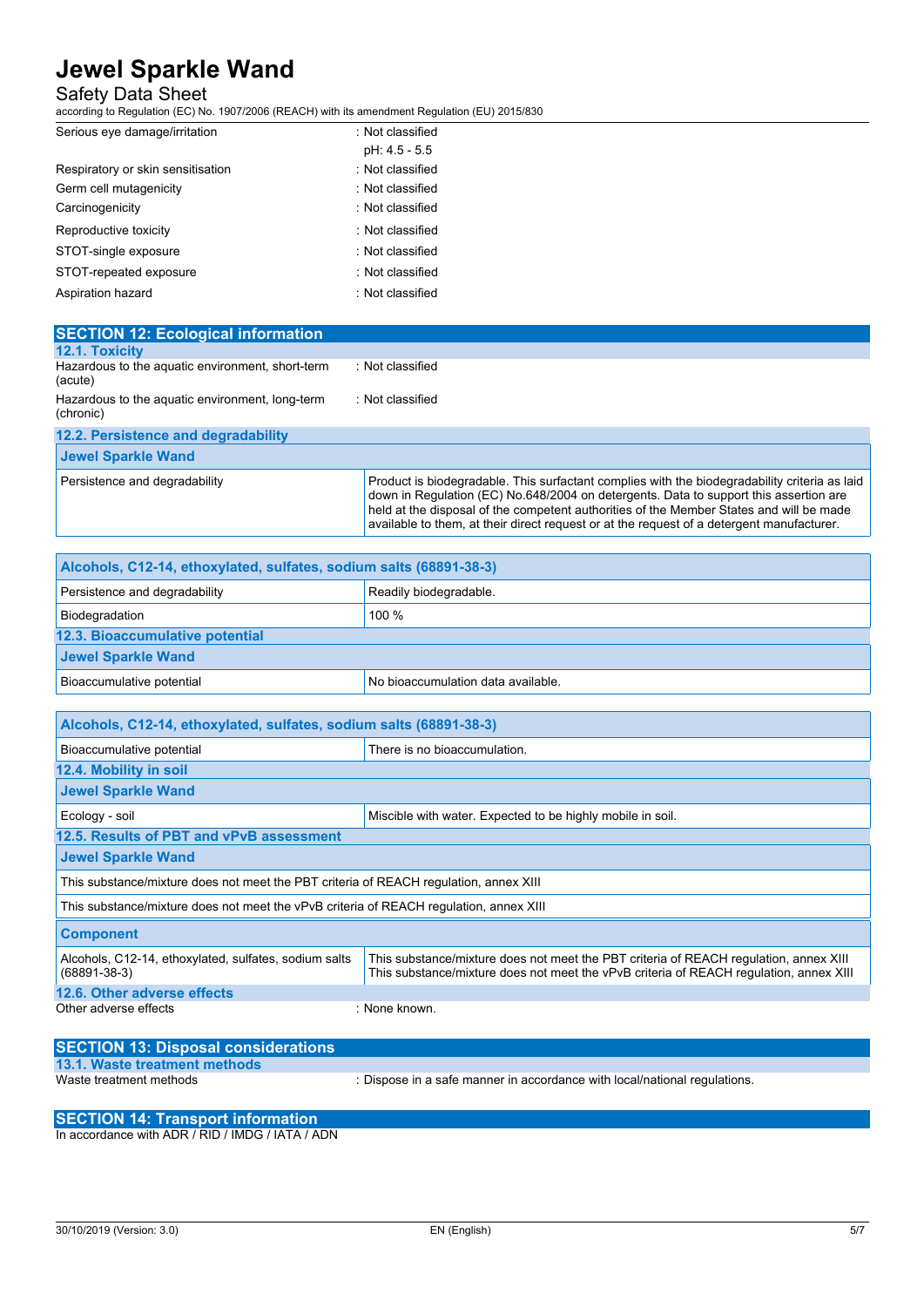| | |
|---|---|
| Serious eye damage/irritation | : Not classified |
| | pH: 4.5 - 5.5 |
| Respiratory or skin sensitisation | : Not classified |
| Germ cell mutagenicity | : Not classified |
| Carcinogenicity | : Not classified |
| Reproductive toxicity | : Not classified |
| STOT-single exposure | : Not classified |
| STOT-repeated exposure | : Not classified |
| Aspiration hazard | : Not classified |

## SECTION 12: Ecological information

### 12.1. Toxicity

| | |
|---|---|
| Hazardous to the aquatic environment, short-term (acute) | : Not classified |
| Hazardous to the aquatic environment, long-term (chronic) | : Not classified |

### 12.2. Persistence and degradability

| Jewel Sparkle Wand | |
|---|---|
| Persistence and degradability | Product is biodegradable. This surfactant complies with the biodegradability criteria as laid down in Regulation (EC) No.648/2004 on detergents. Data to support this assertion are held at the disposal of the competent authorities of the Member States and will be made available to them, at their direct request or at the request of a detergent manufacturer. |

| Alcohols, C12-14, ethoxylated, sulfates, sodium salts (68891-38-3) | |
|---|---|
| Persistence and degradability | Readily biodegradable. |
| Biodegradation | 100 % |

### 12.3. Bioaccumulative potential

| Jewel Sparkle Wand | |
|---|---|
| Bioaccumulative potential | No bioaccumulation data available. |

| Alcohols, C12-14, ethoxylated, sulfates, sodium salts (68891-38-3) | |
|---|---|
| Bioaccumulative potential | There is no bioaccumulation. |

### 12.4. Mobility in soil

| Jewel Sparkle Wand | |
|---|---|
| Ecology - soil | Miscible with water. Expected to be highly mobile in soil. |

### 12.5. Results of PBT and vPvB assessment

| Jewel Sparkle Wand |
|---|
| This substance/mixture does not meet the PBT criteria of REACH regulation, annex XIII |
| This substance/mixture does not meet the vPvB criteria of REACH regulation, annex XIII |

| Component | |
|---|---|
| Alcohols, C12-14, ethoxylated, sulfates, sodium salts (68891-38-3) | This substance/mixture does not meet the PBT criteria of REACH regulation, annex XIII<br>This substance/mixture does not meet the vPvB criteria of REACH regulation, annex XIII |

### 12.6. Other adverse effects

Other adverse effects : None known.

## SECTION 13: Disposal considerations

### 13.1. Waste treatment methods

Waste treatment methods : Dispose in a safe manner in accordance with local/national regulations.

## SECTION 14: Transport information

In accordance with ADR / RID / IMDG / IATA / ADN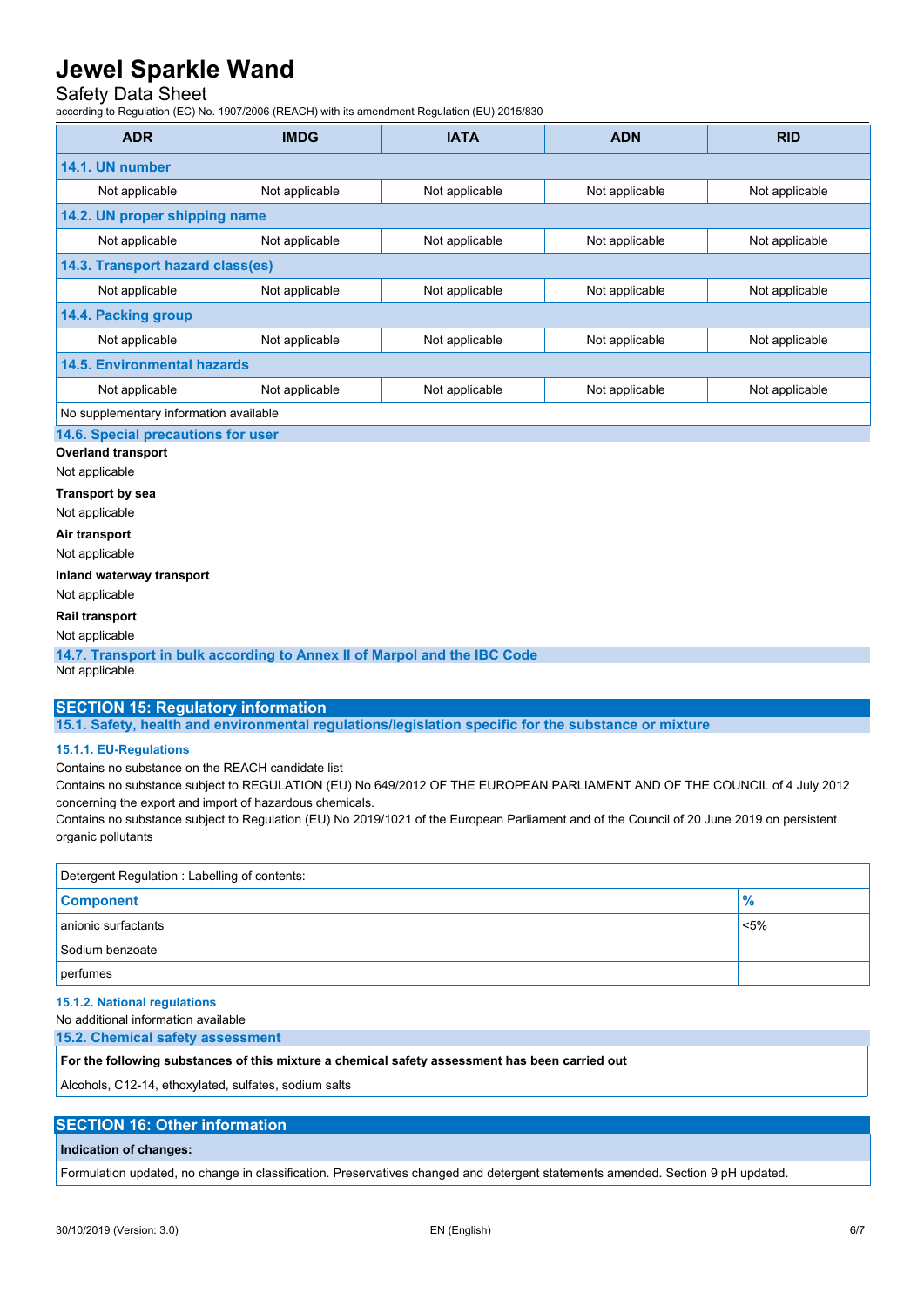| ADR | IMDG | IATA | ADN | RID |
|---|---|---|---|---|
| **14.1. UN number** | | | | |
| Not applicable | Not applicable | Not applicable | Not applicable | Not applicable |
| **14.2. UN proper shipping name** | | | | |
| Not applicable | Not applicable | Not applicable | Not applicable | Not applicable |
| **14.3. Transport hazard class(es)** | | | | |
| Not applicable | Not applicable | Not applicable | Not applicable | Not applicable |
| **14.4. Packing group** | | | | |
| Not applicable | Not applicable | Not applicable | Not applicable | Not applicable |
| **14.5. Environmental hazards** | | | | |
| Not applicable | Not applicable | Not applicable | Not applicable | Not applicable |
| No supplementary information available | | | | |

### 14.6. Special precautions for user

**Overland transport**

Not applicable

**Transport by sea**

Not applicable

**Air transport**

Not applicable

**Inland waterway transport**

Not applicable

**Rail transport**

Not applicable

### 14.7. Transport in bulk according to Annex II of Marpol and the IBC Code

Not applicable

## SECTION 15: Regulatory information

### 15.1. Safety, health and environmental regulations/legislation specific for the substance or mixture

#### 15.1.1. EU-Regulations

Contains no substance on the REACH candidate list

Contains no substance subject to REGULATION (EU) No 649/2012 OF THE EUROPEAN PARLIAMENT AND OF THE COUNCIL of 4 July 2012 concerning the export and import of hazardous chemicals.

Contains no substance subject to Regulation (EU) No 2019/1021 of the European Parliament and of the Council of 20 June 2019 on persistent organic pollutants

Detergent Regulation : Labelling of contents:

| Component | % |
|---|---|
| anionic surfactants | <5% |
| Sodium benzoate | |
| perfumes | |

#### 15.1.2. National regulations

No additional information available

### 15.2. Chemical safety assessment

| For the following substances of this mixture a chemical safety assessment has been carried out |
|---|
| Alcohols, C12-14, ethoxylated, sulfates, sodium salts |

## SECTION 16: Other information

| Indication of changes: |
|---|
| Formulation updated, no change in classification. Preservatives changed and detergent statements amended. Section 9 pH updated. |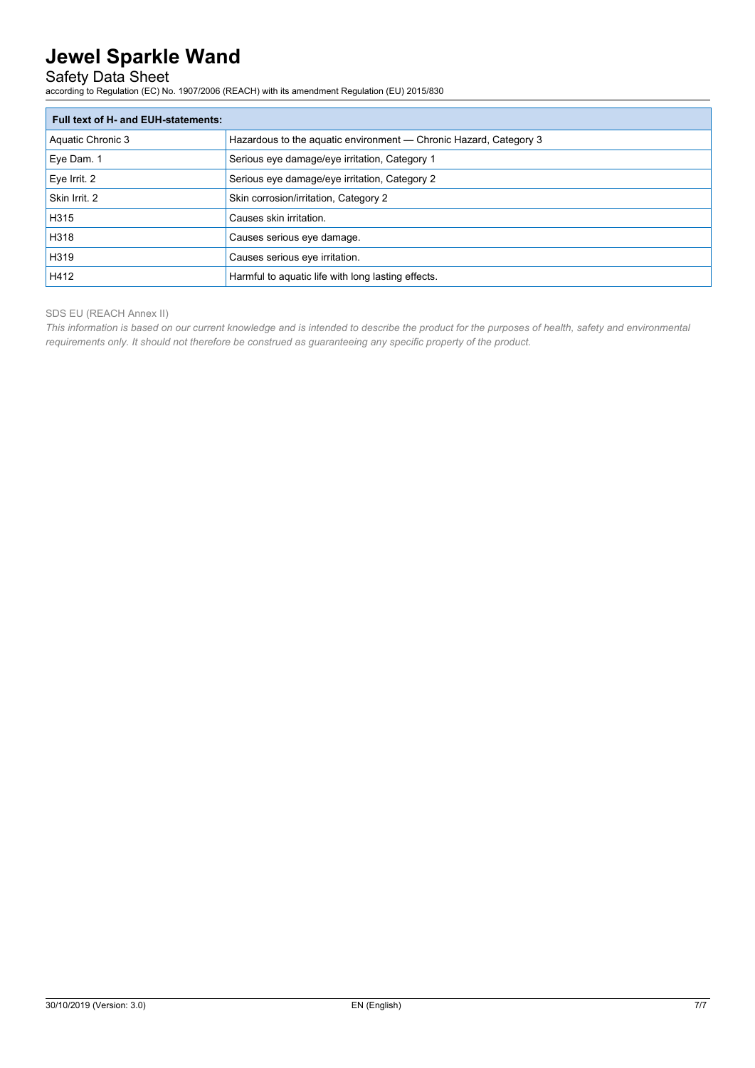| Full text of H- and EUH-statements: | |
| --- | --- |
| Aquatic Chronic 3 | Hazardous to the aquatic environment — Chronic Hazard, Category 3 |
| Eye Dam. 1 | Serious eye damage/eye irritation, Category 1 |
| Eye Irrit. 2 | Serious eye damage/eye irritation, Category 2 |
| Skin Irrit. 2 | Skin corrosion/irritation, Category 2 |
| H315 | Causes skin irritation. |
| H318 | Causes serious eye damage. |
| H319 | Causes serious eye irritation. |
| H412 | Harmful to aquatic life with long lasting effects. |

SDS EU (REACH Annex II)

*This information is based on our current knowledge and is intended to describe the product for the purposes of health, safety and environmental requirements only. It should not therefore be construed as guaranteeing any specific property of the product.*